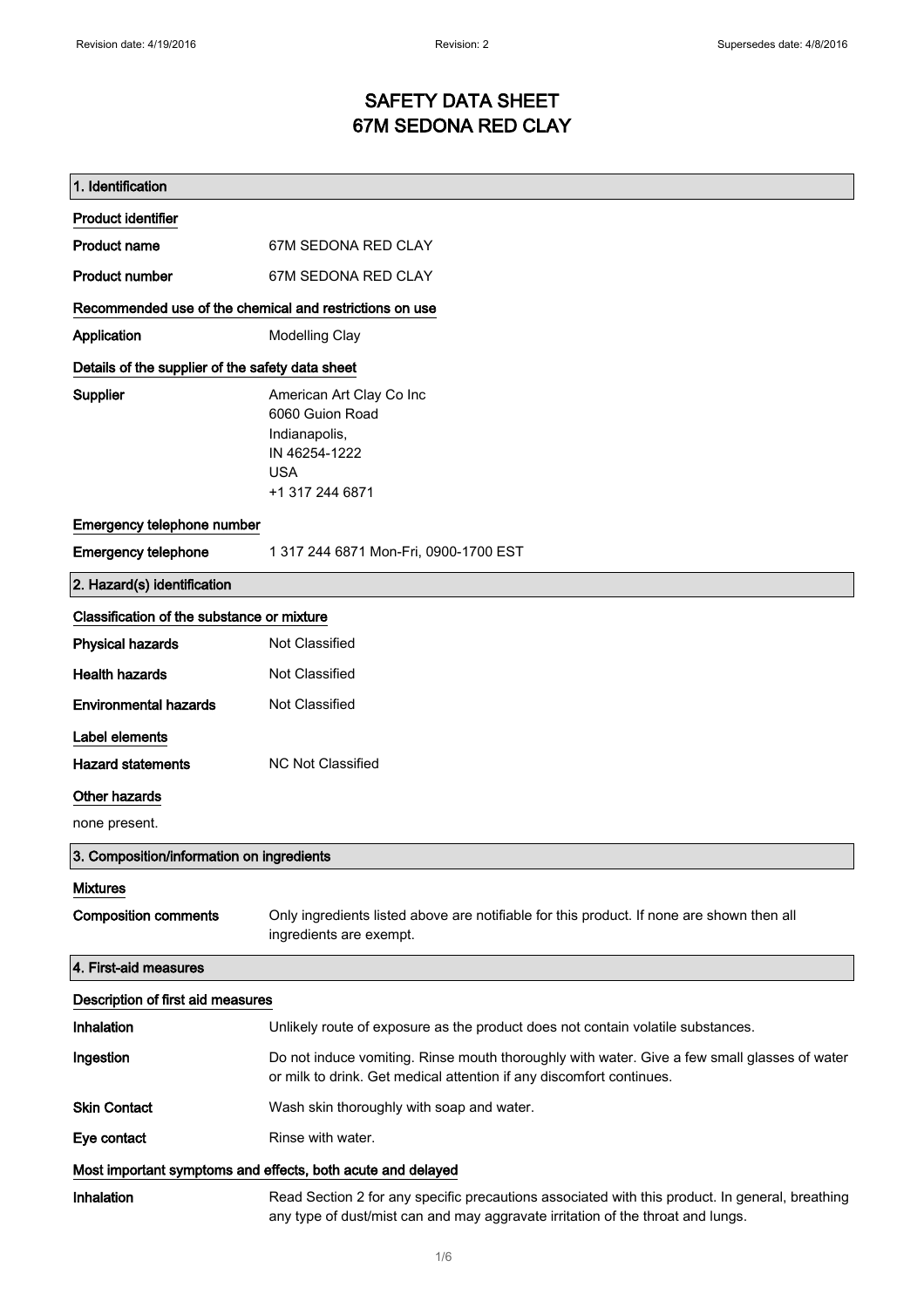# SAFETY DATA SHEET
# 67M SEDONA RED CLAY

## 1. Identification

### Product identifier

| | |
|---|---|
| **Product name** | 67M SEDONA RED CLAY |
| **Product number** | 67M SEDONA RED CLAY |

### Recommended use of the chemical and restrictions on use

| | |
|---|---|
| **Application** | Modelling Clay |

### Details of the supplier of the safety data sheet

**Supplier**

American Art Clay Co Inc
6060 Guion Road
Indianapolis,
IN 46254-1222
USA
+1 317 244 6871

### Emergency telephone number

| | |
|---|---|
| **Emergency telephone** | 1 317 244 6871 Mon-Fri, 0900-1700 EST |

## 2. Hazard(s) identification

### Classification of the substance or mixture

| | |
|---|---|
| **Physical hazards** | Not Classified |
| **Health hazards** | Not Classified |
| **Environmental hazards** | Not Classified |

### Label elements

| | |
|---|---|
| **Hazard statements** | NC Not Classified |

### Other hazards

none present.

## 3. Composition/information on ingredients

### Mixtures

| | |
|---|---|
| **Composition comments** | Only ingredients listed above are notifiable for this product. If none are shown then all ingredients are exempt. |

## 4. First-aid measures

### Description of first aid measures

| | |
|---|---|
| **Inhalation** | Unlikely route of exposure as the product does not contain volatile substances. |
| **Ingestion** | Do not induce vomiting. Rinse mouth thoroughly with water. Give a few small glasses of water or milk to drink. Get medical attention if any discomfort continues. |
| **Skin Contact** | Wash skin thoroughly with soap and water. |
| **Eye contact** | Rinse with water. |

### Most important symptoms and effects, both acute and delayed

| | |
|---|---|
| **Inhalation** | Read Section 2 for any specific precautions associated with this product. In general, breathing any type of dust/mist can and may aggravate irritation of the throat and lungs. |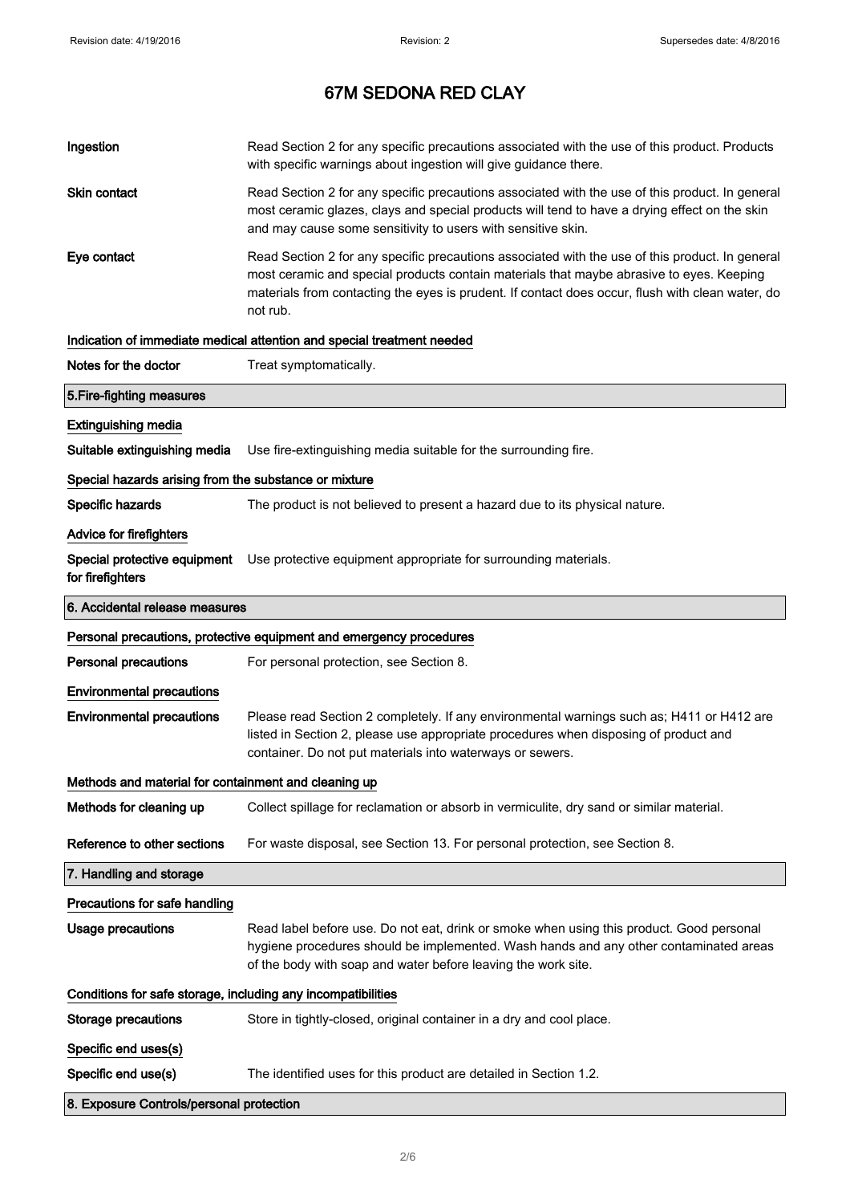# 67M SEDONA RED CLAY

**Ingestion** Read Section 2 for any specific precautions associated with the use of this product. Products with specific warnings about ingestion will give guidance there.

**Skin contact** Read Section 2 for any specific precautions associated with the use of this product. In general most ceramic glazes, clays and special products will tend to have a drying effect on the skin and may cause some sensitivity to users with sensitive skin.

**Eye contact** Read Section 2 for any specific precautions associated with the use of this product. In general most ceramic and special products contain materials that maybe abrasive to eyes. Keeping materials from contacting the eyes is prudent. If contact does occur, flush with clean water, do not rub.

### Indication of immediate medical attention and special treatment needed

**Notes for the doctor** Treat symptomatically.

## 5.Fire-fighting measures

### Extinguishing media

**Suitable extinguishing media** Use fire-extinguishing media suitable for the surrounding fire.

### Special hazards arising from the substance or mixture

**Specific hazards** The product is not believed to present a hazard due to its physical nature.

### Advice for firefighters

**Special protective equipment for firefighters** Use protective equipment appropriate for surrounding materials.

## 6. Accidental release measures

### Personal precautions, protective equipment and emergency procedures

**Personal precautions** For personal protection, see Section 8.

### Environmental precautions

**Environmental precautions** Please read Section 2 completely. If any environmental warnings such as; H411 or H412 are listed in Section 2, please use appropriate procedures when disposing of product and container. Do not put materials into waterways or sewers.

### Methods and material for containment and cleaning up

**Methods for cleaning up** Collect spillage for reclamation or absorb in vermiculite, dry sand or similar material.

**Reference to other sections** For waste disposal, see Section 13. For personal protection, see Section 8.

## 7. Handling and storage

### Precautions for safe handling

**Usage precautions** Read label before use. Do not eat, drink or smoke when using this product. Good personal hygiene procedures should be implemented. Wash hands and any other contaminated areas of the body with soap and water before leaving the work site.

### Conditions for safe storage, including any incompatibilities

**Storage precautions** Store in tightly-closed, original container in a dry and cool place.

### Specific end uses(s)

**Specific end use(s)** The identified uses for this product are detailed in Section 1.2.

## 8. Exposure Controls/personal protection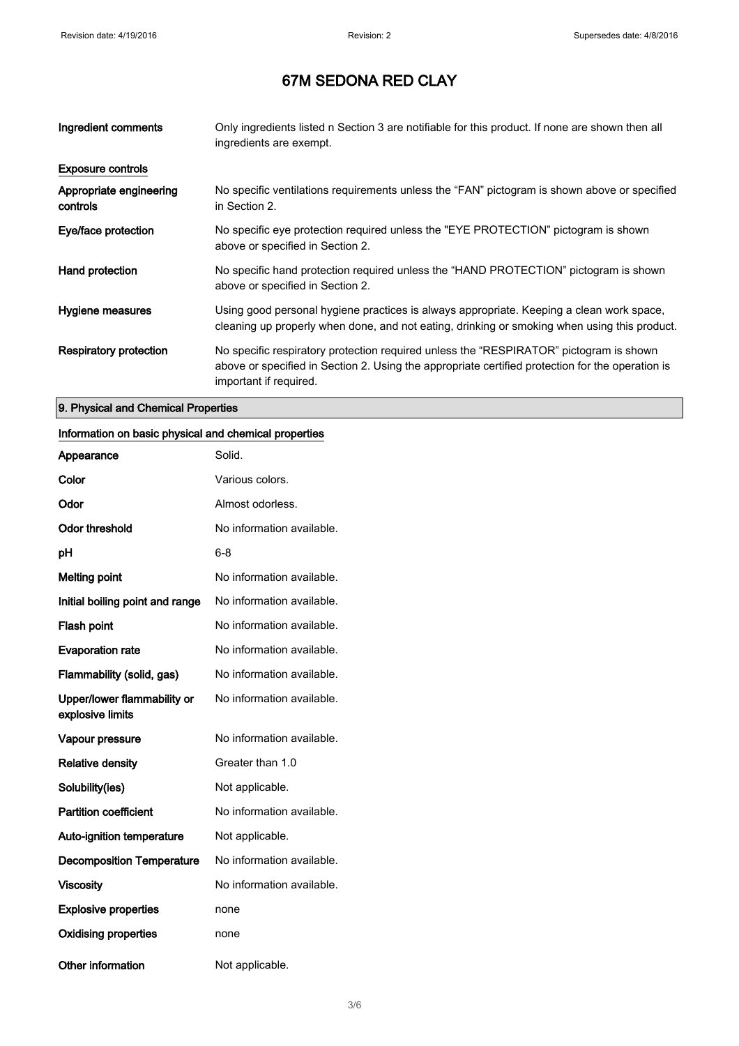# 67M SEDONA RED CLAY

| | |
|---|---|
| **Ingredient comments** | Only ingredients listed n Section 3 are notifiable for this product. If none are shown then all ingredients are exempt. |

**Exposure controls**

| | |
|---|---|
| **Appropriate engineering controls** | No specific ventilations requirements unless the “FAN” pictogram is shown above or specified in Section 2. |
| **Eye/face protection** | No specific eye protection required unless the "EYE PROTECTION" pictogram is shown above or specified in Section 2. |
| **Hand protection** | No specific hand protection required unless the “HAND PROTECTION” pictogram is shown above or specified in Section 2. |
| **Hygiene measures** | Using good personal hygiene practices is always appropriate. Keeping a clean work space, cleaning up properly when done, and not eating, drinking or smoking when using this product. |
| **Respiratory protection** | No specific respiratory protection required unless the “RESPIRATOR” pictogram is shown above or specified in Section 2. Using the appropriate certified protection for the operation is important if required. |

## 9. Physical and Chemical Properties

**Information on basic physical and chemical properties**

| | |
|---|---|
| **Appearance** | Solid. |
| **Color** | Various colors. |
| **Odor** | Almost odorless. |
| **Odor threshold** | No information available. |
| **pH** | 6-8 |
| **Melting point** | No information available. |
| **Initial boiling point and range** | No information available. |
| **Flash point** | No information available. |
| **Evaporation rate** | No information available. |
| **Flammability (solid, gas)** | No information available. |
| **Upper/lower flammability or explosive limits** | No information available. |
| **Vapour pressure** | No information available. |
| **Relative density** | Greater than 1.0 |
| **Solubility(ies)** | Not applicable. |
| **Partition coefficient** | No information available. |
| **Auto-ignition temperature** | Not applicable. |
| **Decomposition Temperature** | No information available. |
| **Viscosity** | No information available. |
| **Explosive properties** | none |
| **Oxidising properties** | none |
| **Other information** | Not applicable. |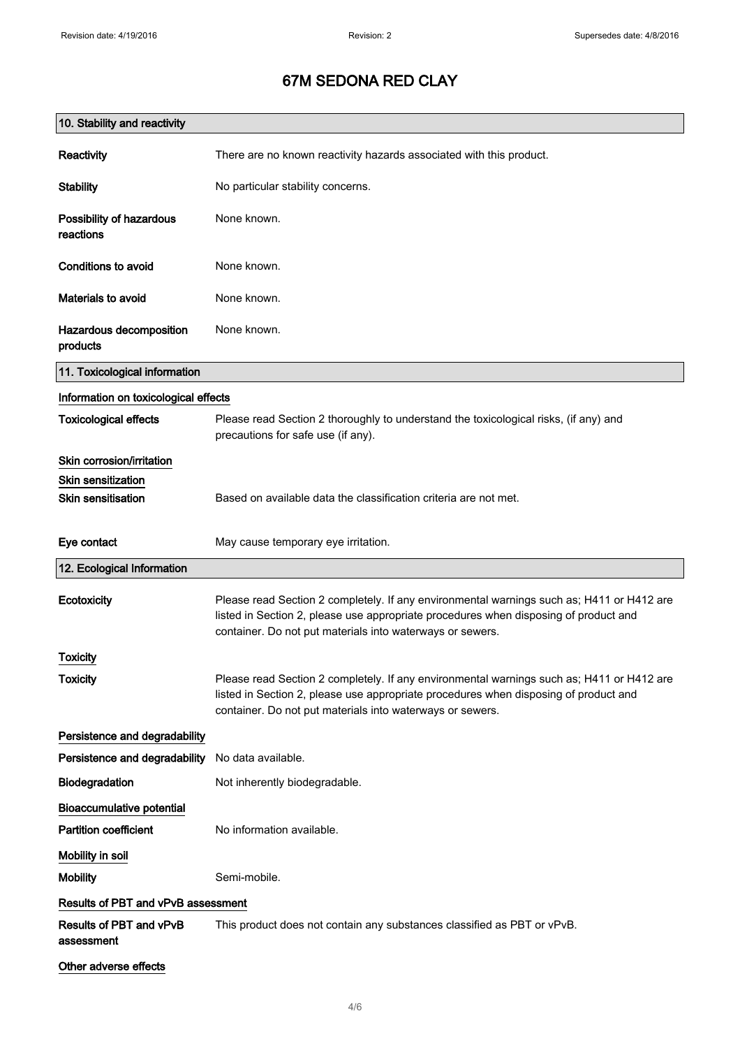# 67M SEDONA RED CLAY

## 10. Stability and reactivity

**Reactivity** There are no known reactivity hazards associated with this product.

**Stability** No particular stability concerns.

**Possibility of hazardous reactions** None known.

**Conditions to avoid** None known.

**Materials to avoid** None known.

**Hazardous decomposition products** None known.

## 11. Toxicological information

### Information on toxicological effects

**Toxicological effects** Please read Section 2 thoroughly to understand the toxicological risks, (if any) and precautions for safe use (if any).

### Skin corrosion/irritation

### Skin sensitization

**Skin sensitisation** Based on available data the classification criteria are not met.

**Eye contact** May cause temporary eye irritation.

## 12. Ecological Information

**Ecotoxicity** Please read Section 2 completely. If any environmental warnings such as; H411 or H412 are listed in Section 2, please use appropriate procedures when disposing of product and container. Do not put materials into waterways or sewers.

### Toxicity

**Toxicity** Please read Section 2 completely. If any environmental warnings such as; H411 or H412 are listed in Section 2, please use appropriate procedures when disposing of product and container. Do not put materials into waterways or sewers.

### Persistence and degradability

**Persistence and degradability** No data available.

**Biodegradation** Not inherently biodegradable.

### Bioaccumulative potential

**Partition coefficient** No information available.

### Mobility in soil

**Mobility** Semi-mobile.

### Results of PBT and vPvB assessment

**Results of PBT and vPvB assessment** This product does not contain any substances classified as PBT or vPvB.

### Other adverse effects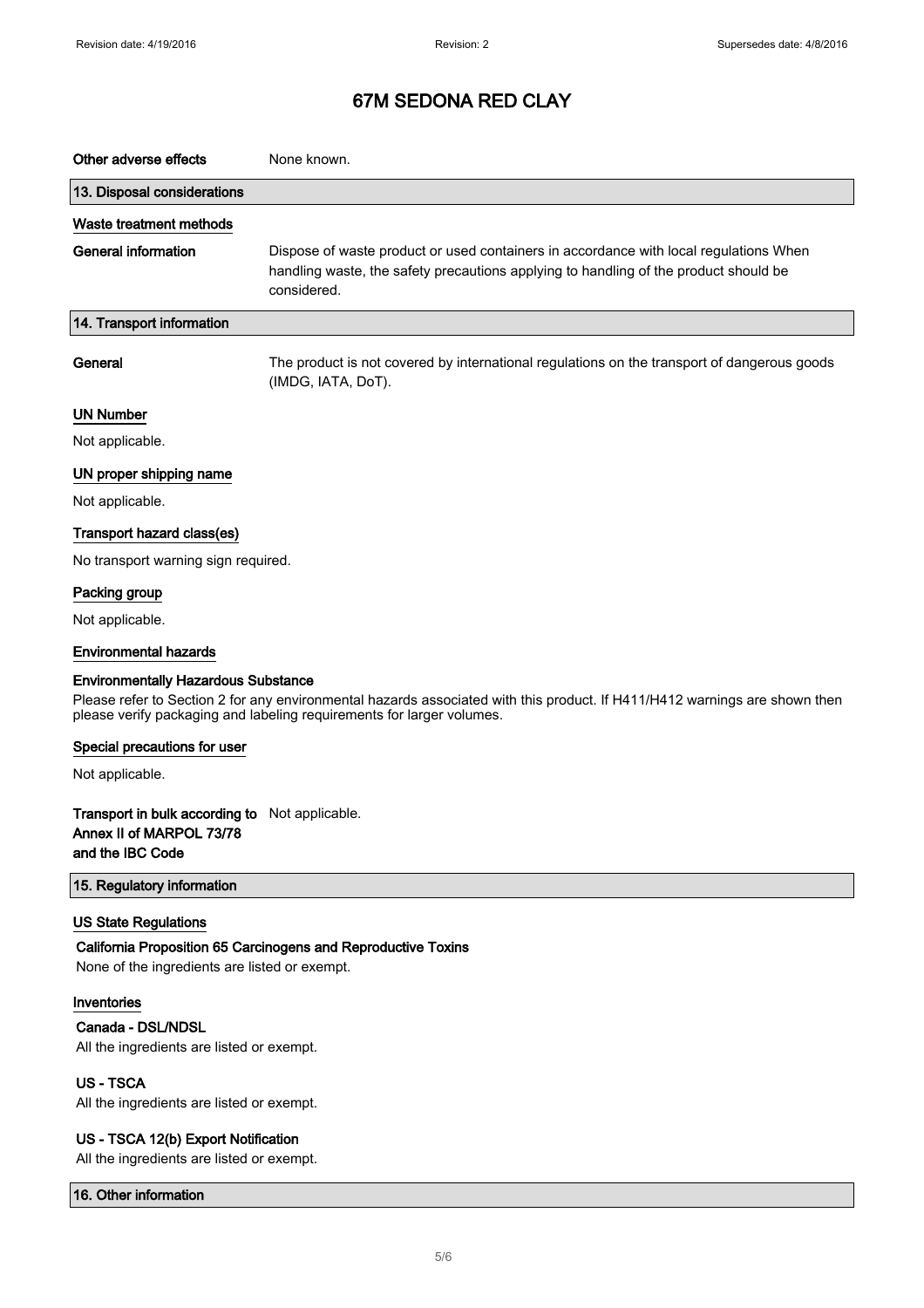# 67M SEDONA RED CLAY

**Other adverse effects** None known.

## 13. Disposal considerations

### Waste treatment methods

**General information** Dispose of waste product or used containers in accordance with local regulations When handling waste, the safety precautions applying to handling of the product should be considered.

## 14. Transport information

**General** The product is not covered by international regulations on the transport of dangerous goods (IMDG, IATA, DoT).

### UN Number

Not applicable.

### UN proper shipping name

Not applicable.

### Transport hazard class(es)

No transport warning sign required.

### Packing group

Not applicable.

### Environmental hazards

**Environmentally Hazardous Substance**

Please refer to Section 2 for any environmental hazards associated with this product. If H411/H412 warnings are shown then please verify packaging and labeling requirements for larger volumes.

### Special precautions for user

Not applicable.

**Transport in bulk according to Annex II of MARPOL 73/78 and the IBC Code** Not applicable.

## 15. Regulatory information

### US State Regulations

**California Proposition 65 Carcinogens and Reproductive Toxins**

None of the ingredients are listed or exempt.

### Inventories

**Canada - DSL/NDSL**

All the ingredients are listed or exempt.

**US - TSCA**

All the ingredients are listed or exempt.

**US - TSCA 12(b) Export Notification**

All the ingredients are listed or exempt.

## 16. Other information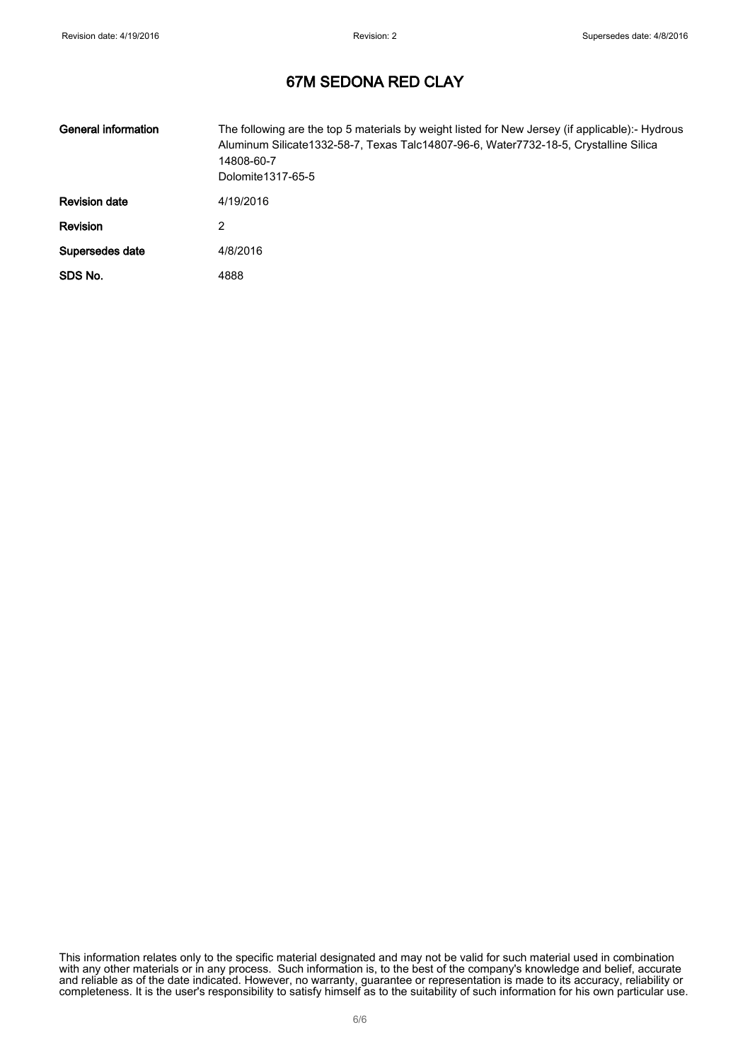# 67M SEDONA RED CLAY

| | |
|---|---|
| **General information** | The following are the top 5 materials by weight listed for New Jersey (if applicable):- Hydrous Aluminum Silicate1332-58-7, Texas Talc14807-96-6, Water7732-18-5, Crystalline Silica 14808-60-7 Dolomite1317-65-5 |
| **Revision date** | 4/19/2016 |
| **Revision** | 2 |
| **Supersedes date** | 4/8/2016 |
| **SDS No.** | 4888 |

This information relates only to the specific material designated and may not be valid for such material used in combination with any other materials or in any process. Such information is, to the best of the company's knowledge and belief, accurate and reliable as of the date indicated. However, no warranty, guarantee or representation is made to its accuracy, reliability or completeness. It is the user's responsibility to satisfy himself as to the suitability of such information for his own particular use.